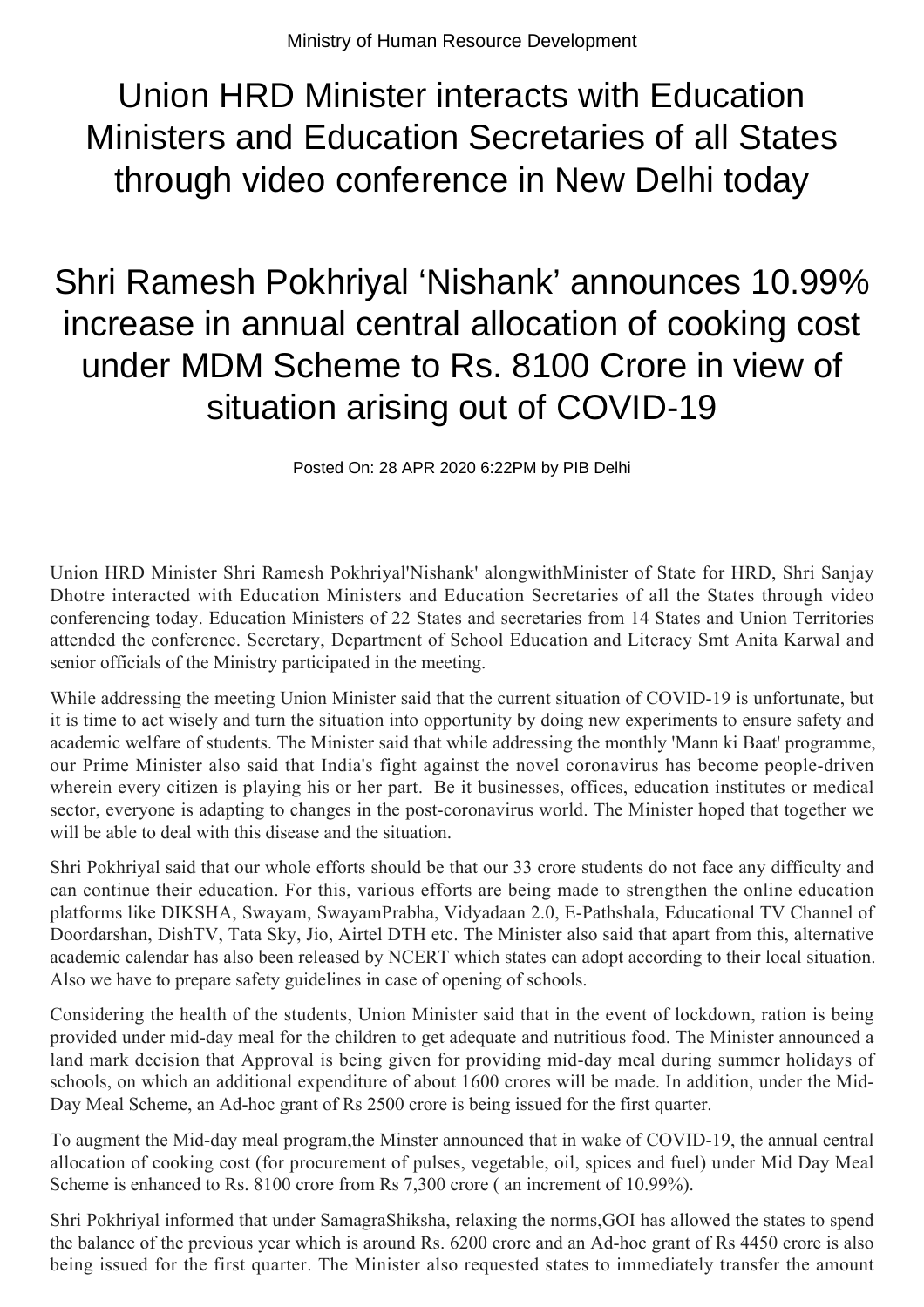Ministry of Human Resource Development

# Union HRD Minister interacts with Education Ministers and Education Secretaries of all States through video conference in New Delhi today

# Shri Ramesh Pokhriyal 'Nishank' announces 10.99% increase in annual central allocation of cooking cost under MDM Scheme to Rs. 8100 Crore in view of situation arising out of COVID-19

Posted On: 28 APR 2020 6:22PM by PIB Delhi

Union HRD Minister Shri Ramesh Pokhriyal'Nishank' alongwithMinister of State for HRD, Shri Sanjay Dhotre interacted with Education Ministers and Education Secretaries of all the States through video conferencing today. Education Ministers of 22 States and secretaries from 14 States and Union Territories attended the conference. Secretary, Department of School Education and Literacy Smt Anita Karwal and senior officials of the Ministry participated in the meeting.

While addressing the meeting Union Minister said that the current situation of COVID-19 is unfortunate, but it is time to act wisely and turn the situation into opportunity by doing new experiments to ensure safety and academic welfare of students. The Minister said that while addressing the monthly 'Mann ki Baat' programme, our Prime Minister also said that India's fight against the novel coronavirus has become people-driven wherein every citizen is playing his or her part. Be it businesses, offices, education institutes or medical sector, everyone is adapting to changes in the post-coronavirus world. The Minister hoped that together we will be able to deal with this disease and the situation.

Shri Pokhriyal said that our whole efforts should be that our 33 crore students do not face any difficulty and can continue their education. For this, various efforts are being made to strengthen the online education platforms like DIKSHA, Swayam, SwayamPrabha, Vidyadaan 2.0, E-Pathshala, Educational TV Channel of Doordarshan, DishTV, Tata Sky, Jio, Airtel DTH etc. The Minister also said that apart from this, alternative academic calendar has also been released by NCERT which states can adopt according to their local situation. Also we have to prepare safety guidelines in case of opening of schools.

Considering the health of the students, Union Minister said that in the event of lockdown, ration is being provided under mid-day meal for the children to get adequate and nutritious food. The Minister announced a land mark decision that Approval is being given for providing mid-day meal during summer holidays of schools, on which an additional expenditure of about 1600 crores will be made. In addition, under the Mid-Day Meal Scheme, an Ad-hoc grant of Rs 2500 crore is being issued for the first quarter.

To augment the Mid-day meal program,the Minster announced that in wake of COVID-19, the annual central allocation of cooking cost (for procurement of pulses, vegetable, oil, spices and fuel) under Mid Day Meal Scheme is enhanced to Rs. 8100 crore from Rs 7,300 crore ( an increment of 10.99%).

Shri Pokhriyal informed that under SamagraShiksha, relaxing the norms,GOI has allowed the states to spend the balance of the previous year which is around Rs. 6200 crore and an Ad-hoc grant of Rs 4450 crore is also being issued for the first quarter. The Minister also requested states to immediately transfer the amount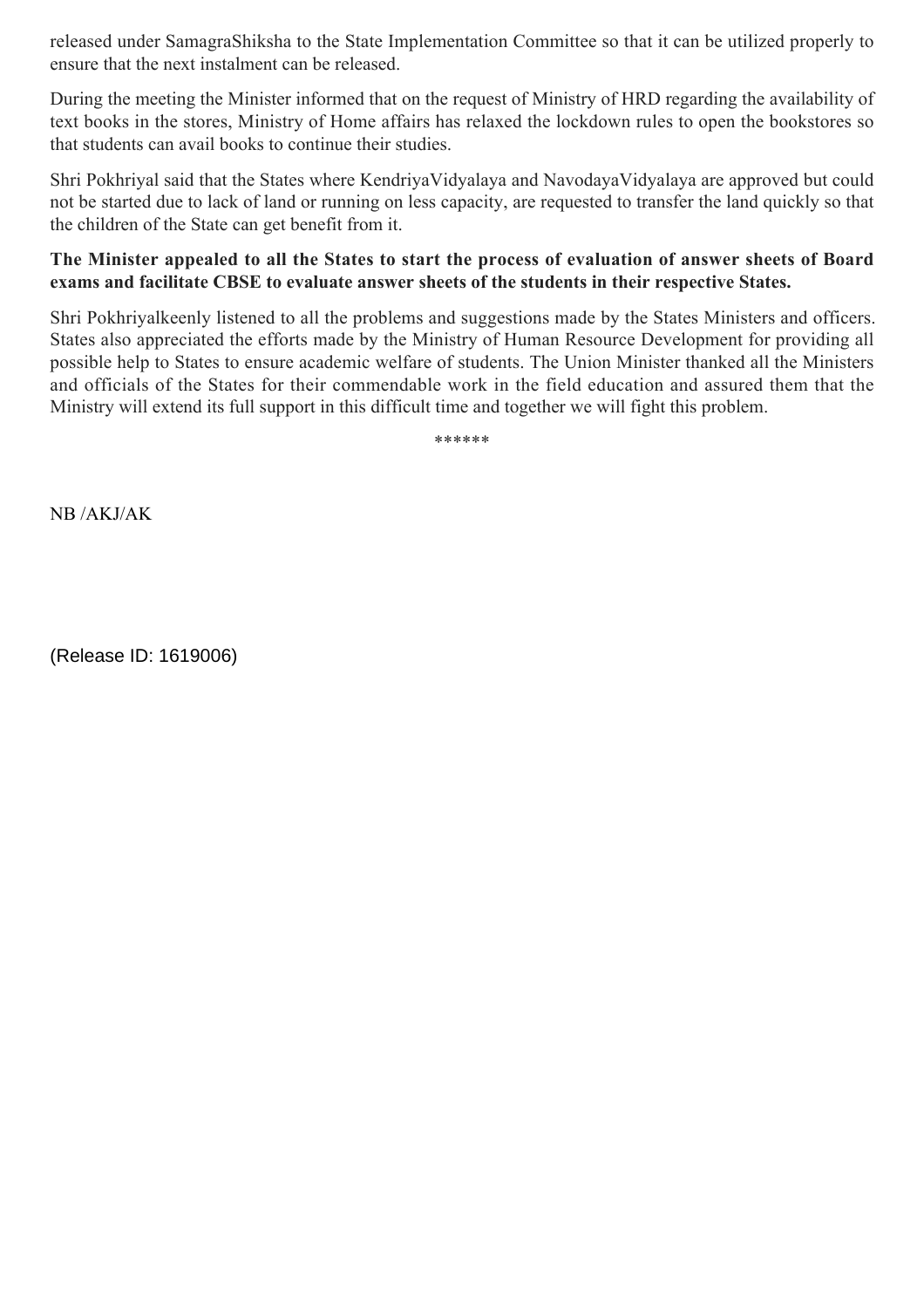released under SamagraShiksha to the State Implementation Committee so that it can be utilized properly to ensure that the next instalment can be released.

During the meeting the Minister informed that on the request of Ministry of HRD regarding the availability of text books in the stores, Ministry of Home affairs has relaxed the lockdown rules to open the bookstores so that students can avail books to continue their studies.

Shri Pokhriyal said that the States where KendriyaVidyalaya and NavodayaVidyalaya are approved but could not be started due to lack of land or running on less capacity, are requested to transfer the land quickly so that the children of the State can get benefit from it.

**The Minister appealed to all the States to start the process of evaluation of answer sheets of Board exams and facilitate CBSE to evaluate answer sheets of the students in their respective States.**

Shri Pokhriyalkeenly listened to all the problems and suggestions made by the States Ministers and officers. States also appreciated the efforts made by the Ministry of Human Resource Development for providing all possible help to States to ensure academic welfare of students. The Union Minister thanked all the Ministers and officials of the States for their commendable work in the field education and assured them that the Ministry will extend its full support in this difficult time and together we will fight this problem.

******

NB /AKJ/AK

(Release ID: 1619006)